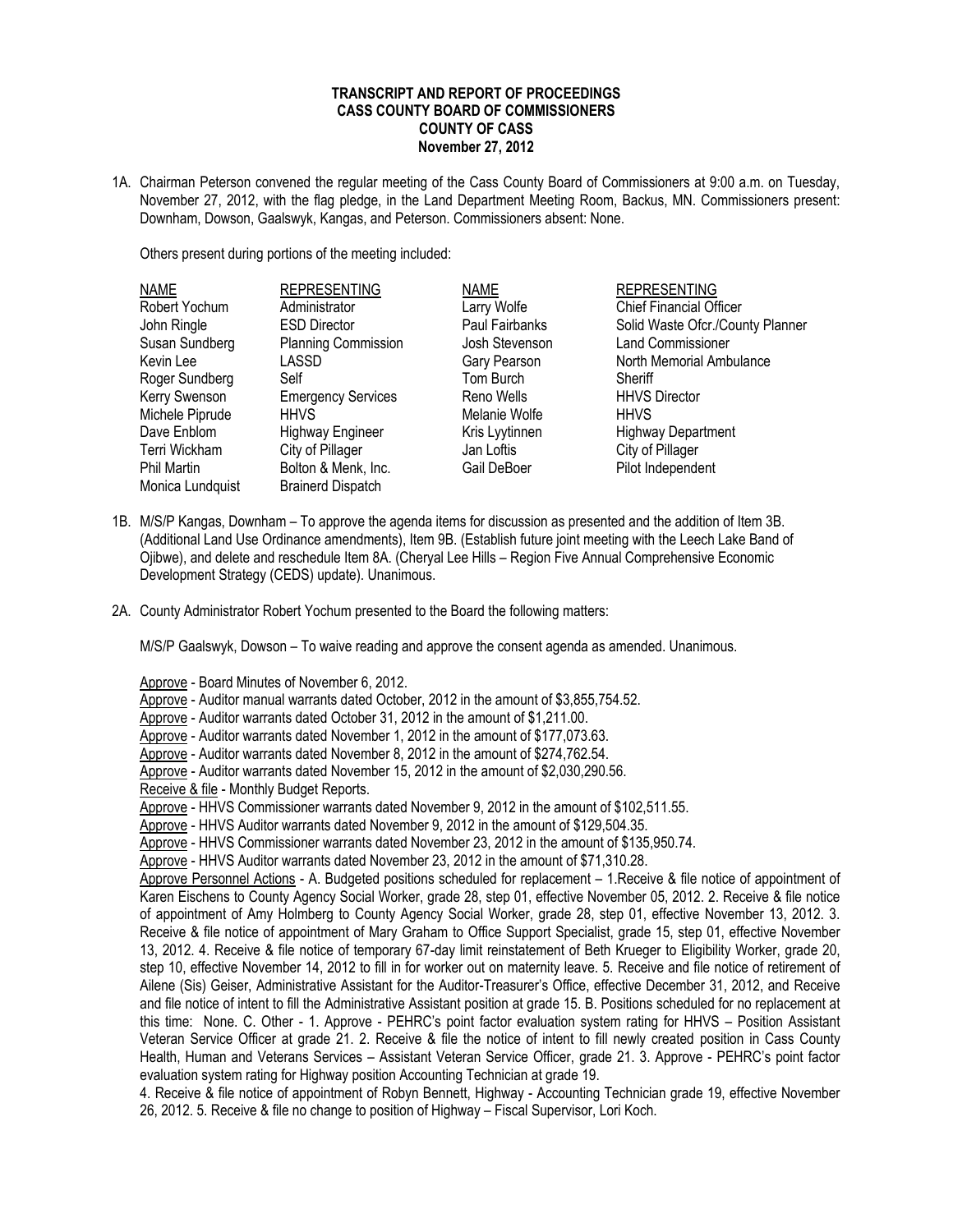**TRANSCRIPT AND REPORT OF PROCEEDINGS**
**CASS COUNTY BOARD OF COMMISSIONERS**
**COUNTY OF CASS**
**November 27, 2012**

1A. Chairman Peterson convened the regular meeting of the Cass County Board of Commissioners at 9:00 a.m. on Tuesday, November 27, 2012, with the flag pledge, in the Land Department Meeting Room, Backus, MN. Commissioners present: Downham, Dowson, Gaalswyk, Kangas, and Peterson. Commissioners absent: None.

Others present during portions of the meeting included:

| NAME | REPRESENTING | NAME | REPRESENTING |
|---|---|---|---|
| Robert Yochum | Administrator | Larry Wolfe | Chief Financial Officer |
| John Ringle | ESD Director | Paul Fairbanks | Solid Waste Ofcr./County Planner |
| Susan Sundberg | Planning Commission | Josh Stevenson | Land Commissioner |
| Kevin Lee | LASSD | Gary Pearson | North Memorial Ambulance |
| Roger Sundberg | Self | Tom Burch | Sheriff |
| Kerry Swenson | Emergency Services | Reno Wells | HHVS Director |
| Michele Piprude | HHVS | Melanie Wolfe | HHVS |
| Dave Enblom | Highway Engineer | Kris Lyytinnen | Highway Department |
| Terri Wickham | City of Pillager | Jan Loftis | City of Pillager |
| Phil Martin | Bolton & Menk, Inc. | Gail DeBoer | Pilot Independent |
| Monica Lundquist | Brainerd Dispatch | | |

1B. M/S/P Kangas, Downham – To approve the agenda items for discussion as presented and the addition of Item 3B. (Additional Land Use Ordinance amendments), Item 9B. (Establish future joint meeting with the Leech Lake Band of Ojibwe), and delete and reschedule Item 8A. (Cheryal Lee Hills – Region Five Annual Comprehensive Economic Development Strategy (CEDS) update). Unanimous.

2A. County Administrator Robert Yochum presented to the Board the following matters:

M/S/P Gaalswyk, Dowson – To waive reading and approve the consent agenda as amended. Unanimous.

Approve - Board Minutes of November 6, 2012.
Approve - Auditor manual warrants dated October, 2012 in the amount of $3,855,754.52.
Approve - Auditor warrants dated October 31, 2012 in the amount of $1,211.00.
Approve - Auditor warrants dated November 1, 2012 in the amount of $177,073.63.
Approve - Auditor warrants dated November 8, 2012 in the amount of $274,762.54.
Approve - Auditor warrants dated November 15, 2012 in the amount of $2,030,290.56.
Receive & file - Monthly Budget Reports.
Approve - HHVS Commissioner warrants dated November 9, 2012 in the amount of $102,511.55.
Approve - HHVS Auditor warrants dated November 9, 2012 in the amount of $129,504.35.
Approve - HHVS Commissioner warrants dated November 23, 2012 in the amount of $135,950.74.
Approve - HHVS Auditor warrants dated November 23, 2012 in the amount of $71,310.28.
Approve Personnel Actions - A. Budgeted positions scheduled for replacement – 1.Receive & file notice of appointment of Karen Eischens to County Agency Social Worker, grade 28, step 01, effective November 05, 2012. 2. Receive & file notice of appointment of Amy Holmberg to County Agency Social Worker, grade 28, step 01, effective November 13, 2012. 3. Receive & file notice of appointment of Mary Graham to Office Support Specialist, grade 15, step 01, effective November 13, 2012. 4. Receive & file notice of temporary 67-day limit reinstatement of Beth Krueger to Eligibility Worker, grade 20, step 10, effective November 14, 2012 to fill in for worker out on maternity leave. 5. Receive and file notice of retirement of Ailene (Sis) Geiser, Administrative Assistant for the Auditor-Treasurer's Office, effective December 31, 2012, and Receive and file notice of intent to fill the Administrative Assistant position at grade 15. B. Positions scheduled for no replacement at this time: None. C. Other - 1. Approve - PEHRC's point factor evaluation system rating for HHVS – Position Assistant Veteran Service Officer at grade 21. 2. Receive & file the notice of intent to fill newly created position in Cass County Health, Human and Veterans Services – Assistant Veteran Service Officer, grade 21. 3. Approve - PEHRC's point factor evaluation system rating for Highway position Accounting Technician at grade 19.
4. Receive & file notice of appointment of Robyn Bennett, Highway - Accounting Technician grade 19, effective November 26, 2012. 5. Receive & file no change to position of Highway – Fiscal Supervisor, Lori Koch.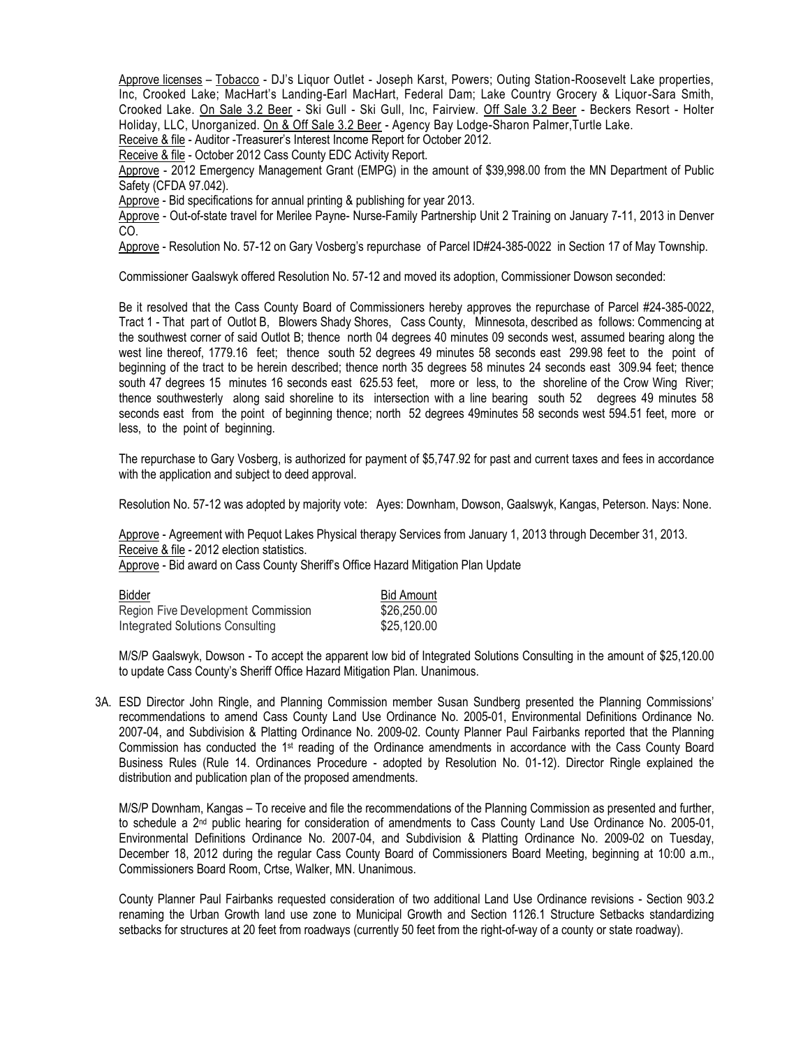Approve licenses – Tobacco - DJ's Liquor Outlet - Joseph Karst, Powers; Outing Station-Roosevelt Lake properties, Inc, Crooked Lake; MacHart's Landing-Earl MacHart, Federal Dam; Lake Country Grocery & Liquor-Sara Smith, Crooked Lake. On Sale 3.2 Beer - Ski Gull - Ski Gull, Inc, Fairview. Off Sale 3.2 Beer - Beckers Resort - Holter Holiday, LLC, Unorganized. On & Off Sale 3.2 Beer - Agency Bay Lodge-Sharon Palmer,Turtle Lake.

Receive & file - Auditor -Treasurer's Interest Income Report for October 2012.

Receive & file - October 2012 Cass County EDC Activity Report.

Approve - 2012 Emergency Management Grant (EMPG) in the amount of $39,998.00 from the MN Department of Public Safety (CFDA 97.042).

Approve - Bid specifications for annual printing & publishing for year 2013.

Approve - Out-of-state travel for Merilee Payne- Nurse-Family Partnership Unit 2 Training on January 7-11, 2013 in Denver CO.

Approve - Resolution No. 57-12 on Gary Vosberg's repurchase of Parcel ID#24-385-0022 in Section 17 of May Township.

Commissioner Gaalswyk offered Resolution No. 57-12 and moved its adoption, Commissioner Dowson seconded:

Be it resolved that the Cass County Board of Commissioners hereby approves the repurchase of Parcel #24-385-0022, Tract 1 - That part of Outlot B, Blowers Shady Shores, Cass County, Minnesota, described as follows: Commencing at the southwest corner of said Outlot B; thence north 04 degrees 40 minutes 09 seconds west, assumed bearing along the west line thereof, 1779.16 feet; thence south 52 degrees 49 minutes 58 seconds east 299.98 feet to the point of beginning of the tract to be herein described; thence north 35 degrees 58 minutes 24 seconds east 309.94 feet; thence south 47 degrees 15 minutes 16 seconds east 625.53 feet, more or less, to the shoreline of the Crow Wing River; thence southwesterly along said shoreline to its intersection with a line bearing south 52 degrees 49 minutes 58 seconds east from the point of beginning thence; north 52 degrees 49minutes 58 seconds west 594.51 feet, more or less, to the point of beginning.

The repurchase to Gary Vosberg, is authorized for payment of $5,747.92 for past and current taxes and fees in accordance with the application and subject to deed approval.

Resolution No. 57-12 was adopted by majority vote: Ayes: Downham, Dowson, Gaalswyk, Kangas, Peterson. Nays: None.

Approve - Agreement with Pequot Lakes Physical therapy Services from January 1, 2013 through December 31, 2013.

Receive & file - 2012 election statistics.

Approve - Bid award on Cass County Sheriff's Office Hazard Mitigation Plan Update

| Bidder | Bid Amount |
|---|---|
| Region Five Development Commission | $26,250.00 |
| Integrated Solutions Consulting | $25,120.00 |

M/S/P Gaalswyk, Dowson - To accept the apparent low bid of Integrated Solutions Consulting in the amount of $25,120.00 to update Cass County's Sheriff Office Hazard Mitigation Plan. Unanimous.

3A. ESD Director John Ringle, and Planning Commission member Susan Sundberg presented the Planning Commissions' recommendations to amend Cass County Land Use Ordinance No. 2005-01, Environmental Definitions Ordinance No. 2007-04, and Subdivision & Platting Ordinance No. 2009-02. County Planner Paul Fairbanks reported that the Planning Commission has conducted the 1st reading of the Ordinance amendments in accordance with the Cass County Board Business Rules (Rule 14. Ordinances Procedure - adopted by Resolution No. 01-12). Director Ringle explained the distribution and publication plan of the proposed amendments.

M/S/P Downham, Kangas – To receive and file the recommendations of the Planning Commission as presented and further, to schedule a 2nd public hearing for consideration of amendments to Cass County Land Use Ordinance No. 2005-01, Environmental Definitions Ordinance No. 2007-04, and Subdivision & Platting Ordinance No. 2009-02 on Tuesday, December 18, 2012 during the regular Cass County Board of Commissioners Board Meeting, beginning at 10:00 a.m., Commissioners Board Room, Crtse, Walker, MN. Unanimous.

County Planner Paul Fairbanks requested consideration of two additional Land Use Ordinance revisions - Section 903.2 renaming the Urban Growth land use zone to Municipal Growth and Section 1126.1 Structure Setbacks standardizing setbacks for structures at 20 feet from roadways (currently 50 feet from the right-of-way of a county or state roadway).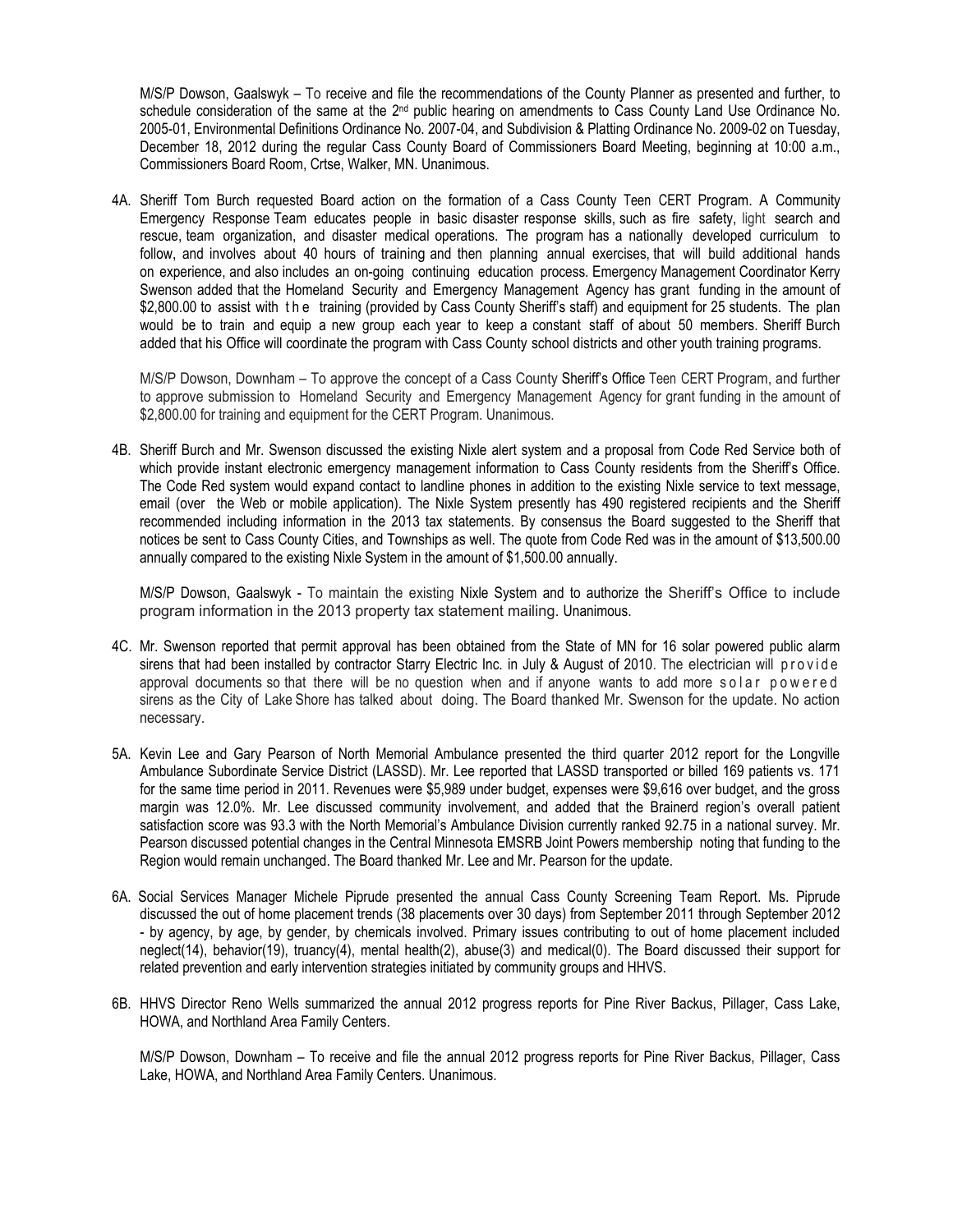M/S/P Dowson, Gaalswyk – To receive and file the recommendations of the County Planner as presented and further, to schedule consideration of the same at the 2nd public hearing on amendments to Cass County Land Use Ordinance No. 2005-01, Environmental Definitions Ordinance No. 2007-04, and Subdivision & Platting Ordinance No. 2009-02 on Tuesday, December 18, 2012 during the regular Cass County Board of Commissioners Board Meeting, beginning at 10:00 a.m., Commissioners Board Room, Crtse, Walker, MN. Unanimous.

4A. Sheriff Tom Burch requested Board action on the formation of a Cass County Teen CERT Program. A Community Emergency Response Team educates people in basic disaster response skills, such as fire safety, light search and rescue, team organization, and disaster medical operations. The program has a nationally developed curriculum to follow, and involves about 40 hours of training and then planning annual exercises, that will build additional hands on experience, and also includes an on-going continuing education process. Emergency Management Coordinator Kerry Swenson added that the Homeland Security and Emergency Management Agency has grant funding in the amount of $2,800.00 to assist with the training (provided by Cass County Sheriff's staff) and equipment for 25 students. The plan would be to train and equip a new group each year to keep a constant staff of about 50 members. Sheriff Burch added that his Office will coordinate the program with Cass County school districts and other youth training programs.

M/S/P Dowson, Downham – To approve the concept of a Cass County Sheriff's Office Teen CERT Program, and further to approve submission to Homeland Security and Emergency Management Agency for grant funding in the amount of $2,800.00 for training and equipment for the CERT Program. Unanimous.

4B. Sheriff Burch and Mr. Swenson discussed the existing Nixle alert system and a proposal from Code Red Service both of which provide instant electronic emergency management information to Cass County residents from the Sheriff's Office. The Code Red system would expand contact to landline phones in addition to the existing Nixle service to text message, email (over the Web or mobile application). The Nixle System presently has 490 registered recipients and the Sheriff recommended including information in the 2013 tax statements. By consensus the Board suggested to the Sheriff that notices be sent to Cass County Cities, and Townships as well. The quote from Code Red was in the amount of $13,500.00 annually compared to the existing Nixle System in the amount of $1,500.00 annually.

M/S/P Dowson, Gaalswyk - To maintain the existing Nixle System and to authorize the Sheriff's Office to include program information in the 2013 property tax statement mailing. Unanimous.

4C. Mr. Swenson reported that permit approval has been obtained from the State of MN for 16 solar powered public alarm sirens that had been installed by contractor Starry Electric Inc. in July & August of 2010. The electrician will provide approval documents so that there will be no question when and if anyone wants to add more solar powered sirens as the City of Lake Shore has talked about doing. The Board thanked Mr. Swenson for the update. No action necessary.

5A. Kevin Lee and Gary Pearson of North Memorial Ambulance presented the third quarter 2012 report for the Longville Ambulance Subordinate Service District (LASSD). Mr. Lee reported that LASSD transported or billed 169 patients vs. 171 for the same time period in 2011. Revenues were $5,989 under budget, expenses were $9,616 over budget, and the gross margin was 12.0%. Mr. Lee discussed community involvement, and added that the Brainerd region's overall patient satisfaction score was 93.3 with the North Memorial's Ambulance Division currently ranked 92.75 in a national survey. Mr. Pearson discussed potential changes in the Central Minnesota EMSRB Joint Powers membership noting that funding to the Region would remain unchanged. The Board thanked Mr. Lee and Mr. Pearson for the update.

6A. Social Services Manager Michele Piprude presented the annual Cass County Screening Team Report. Ms. Piprude discussed the out of home placement trends (38 placements over 30 days) from September 2011 through September 2012 - by agency, by age, by gender, by chemicals involved. Primary issues contributing to out of home placement included neglect(14), behavior(19), truancy(4), mental health(2), abuse(3) and medical(0). The Board discussed their support for related prevention and early intervention strategies initiated by community groups and HHVS.

6B. HHVS Director Reno Wells summarized the annual 2012 progress reports for Pine River Backus, Pillager, Cass Lake, HOWA, and Northland Area Family Centers.

M/S/P Dowson, Downham – To receive and file the annual 2012 progress reports for Pine River Backus, Pillager, Cass Lake, HOWA, and Northland Area Family Centers. Unanimous.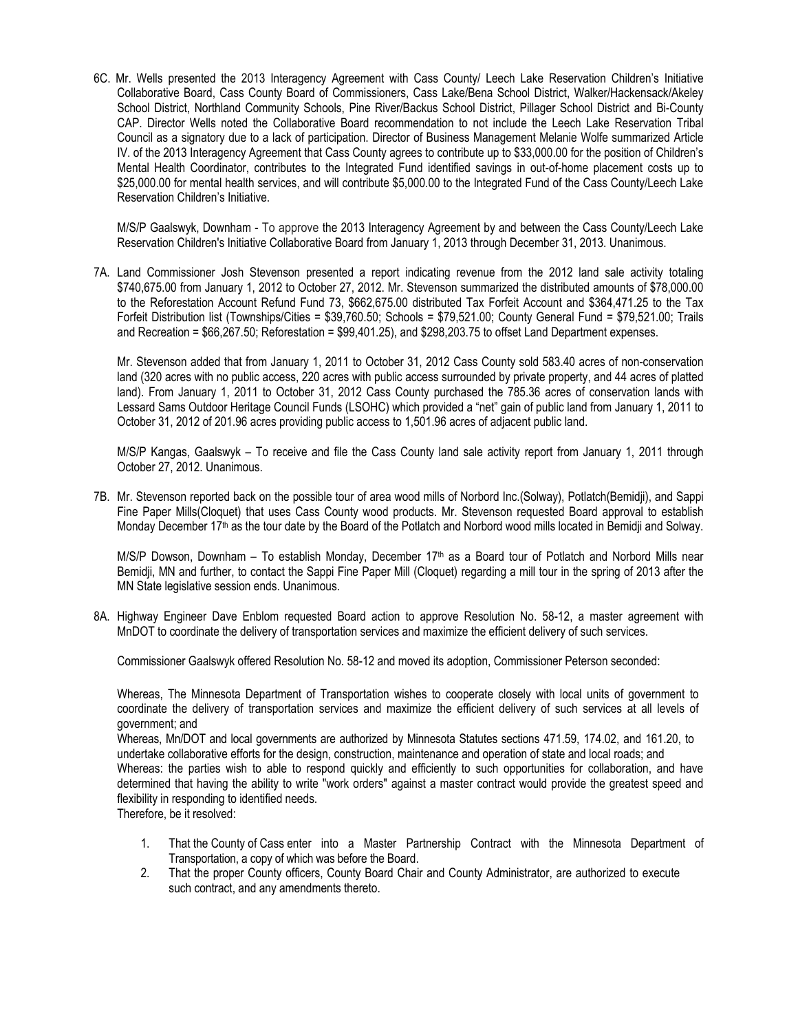6C. Mr. Wells presented the 2013 Interagency Agreement with Cass County/ Leech Lake Reservation Children's Initiative Collaborative Board, Cass County Board of Commissioners, Cass Lake/Bena School District, Walker/Hackensack/Akeley School District, Northland Community Schools, Pine River/Backus School District, Pillager School District and Bi-County CAP. Director Wells noted the Collaborative Board recommendation to not include the Leech Lake Reservation Tribal Council as a signatory due to a lack of participation. Director of Business Management Melanie Wolfe summarized Article IV. of the 2013 Interagency Agreement that Cass County agrees to contribute up to $33,000.00 for the position of Children's Mental Health Coordinator, contributes to the Integrated Fund identified savings in out-of-home placement costs up to $25,000.00 for mental health services, and will contribute $5,000.00 to the Integrated Fund of the Cass County/Leech Lake Reservation Children's Initiative.

M/S/P Gaalswyk, Downham - To approve the 2013 Interagency Agreement by and between the Cass County/Leech Lake Reservation Children's Initiative Collaborative Board from January 1, 2013 through December 31, 2013. Unanimous.

7A. Land Commissioner Josh Stevenson presented a report indicating revenue from the 2012 land sale activity totaling $740,675.00 from January 1, 2012 to October 27, 2012. Mr. Stevenson summarized the distributed amounts of $78,000.00 to the Reforestation Account Refund Fund 73, $662,675.00 distributed Tax Forfeit Account and $364,471.25 to the Tax Forfeit Distribution list (Townships/Cities = $39,760.50; Schools = $79,521.00; County General Fund = $79,521.00; Trails and Recreation = $66,267.50; Reforestation = $99,401.25), and $298,203.75 to offset Land Department expenses.

Mr. Stevenson added that from January 1, 2011 to October 31, 2012 Cass County sold 583.40 acres of non-conservation land (320 acres with no public access, 220 acres with public access surrounded by private property, and 44 acres of platted land). From January 1, 2011 to October 31, 2012 Cass County purchased the 785.36 acres of conservation lands with Lessard Sams Outdoor Heritage Council Funds (LSOHC) which provided a "net" gain of public land from January 1, 2011 to October 31, 2012 of 201.96 acres providing public access to 1,501.96 acres of adjacent public land.

M/S/P Kangas, Gaalswyk – To receive and file the Cass County land sale activity report from January 1, 2011 through October 27, 2012. Unanimous.

7B. Mr. Stevenson reported back on the possible tour of area wood mills of Norbord Inc.(Solway), Potlatch(Bemidji), and Sappi Fine Paper Mills(Cloquet) that uses Cass County wood products. Mr. Stevenson requested Board approval to establish Monday December 17th as the tour date by the Board of the Potlatch and Norbord wood mills located in Bemidji and Solway.

M/S/P Dowson, Downham – To establish Monday, December 17th as a Board tour of Potlatch and Norbord Mills near Bemidji, MN and further, to contact the Sappi Fine Paper Mill (Cloquet) regarding a mill tour in the spring of 2013 after the MN State legislative session ends. Unanimous.

8A. Highway Engineer Dave Enblom requested Board action to approve Resolution No. 58-12, a master agreement with MnDOT to coordinate the delivery of transportation services and maximize the efficient delivery of such services.

Commissioner Gaalswyk offered Resolution No. 58-12 and moved its adoption, Commissioner Peterson seconded:

Whereas, The Minnesota Department of Transportation wishes to cooperate closely with local units of government to coordinate the delivery of transportation services and maximize the efficient delivery of such services at all levels of government; and

Whereas, Mn/DOT and local governments are authorized by Minnesota Statutes sections 471.59, 174.02, and 161.20, to undertake collaborative efforts for the design, construction, maintenance and operation of state and local roads; and

Whereas: the parties wish to able to respond quickly and efficiently to such opportunities for collaboration, and have determined that having the ability to write "work orders" against a master contract would provide the greatest speed and flexibility in responding to identified needs.

Therefore, be it resolved:

1. That the County of Cass enter into a Master Partnership Contract with the Minnesota Department of Transportation, a copy of which was before the Board.
2. That the proper County officers, County Board Chair and County Administrator, are authorized to execute such contract, and any amendments thereto.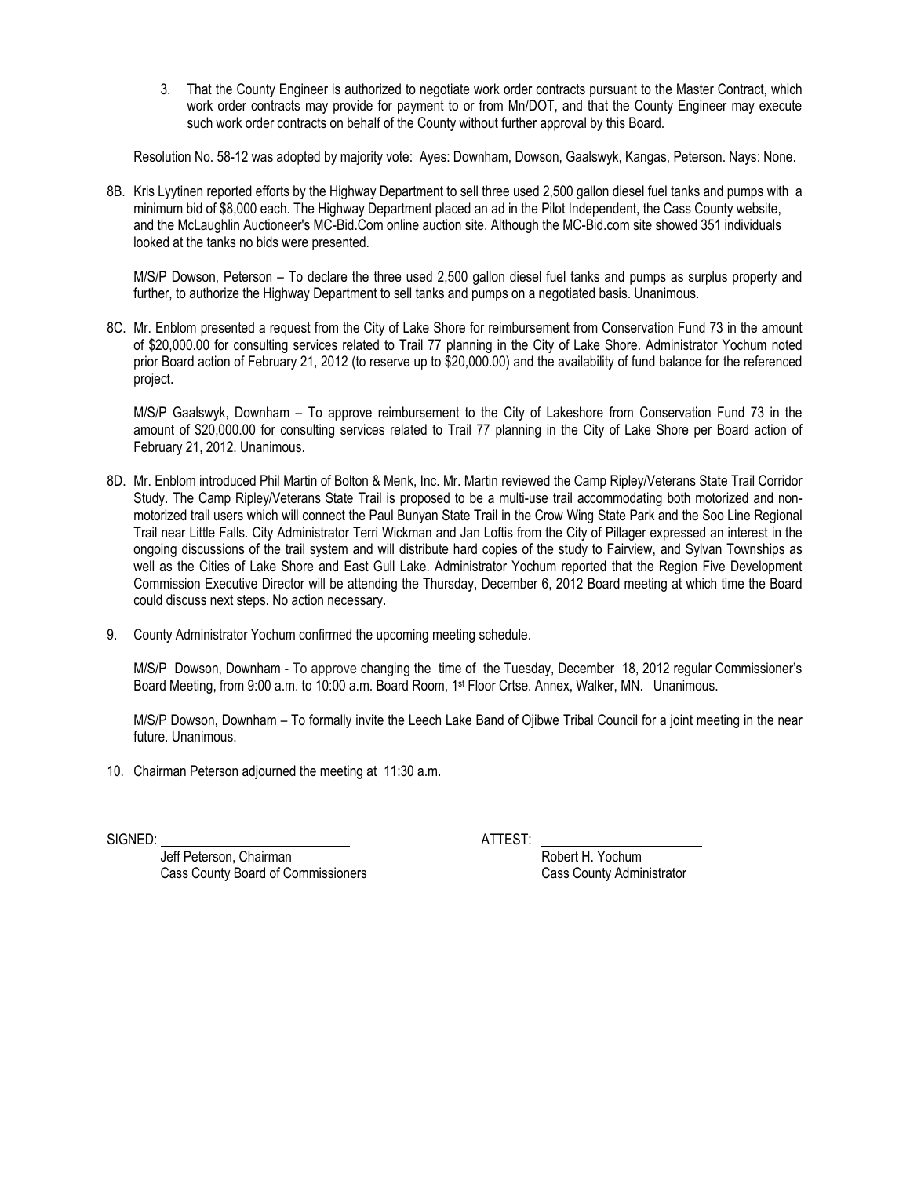3. That the County Engineer is authorized to negotiate work order contracts pursuant to the Master Contract, which work order contracts may provide for payment to or from Mn/DOT, and that the County Engineer may execute such work order contracts on behalf of the County without further approval by this Board.

Resolution No. 58-12 was adopted by majority vote: Ayes: Downham, Dowson, Gaalswyk, Kangas, Peterson. Nays: None.

8B. Kris Lyytinen reported efforts by the Highway Department to sell three used 2,500 gallon diesel fuel tanks and pumps with a minimum bid of $8,000 each. The Highway Department placed an ad in the Pilot Independent, the Cass County website, and the McLaughlin Auctioneer's MC-Bid.Com online auction site. Although the MC-Bid.com site showed 351 individuals looked at the tanks no bids were presented.

M/S/P Dowson, Peterson – To declare the three used 2,500 gallon diesel fuel tanks and pumps as surplus property and further, to authorize the Highway Department to sell tanks and pumps on a negotiated basis. Unanimous.

8C. Mr. Enblom presented a request from the City of Lake Shore for reimbursement from Conservation Fund 73 in the amount of $20,000.00 for consulting services related to Trail 77 planning in the City of Lake Shore. Administrator Yochum noted prior Board action of February 21, 2012 (to reserve up to $20,000.00) and the availability of fund balance for the referenced project.

M/S/P Gaalswyk, Downham – To approve reimbursement to the City of Lakeshore from Conservation Fund 73 in the amount of $20,000.00 for consulting services related to Trail 77 planning in the City of Lake Shore per Board action of February 21, 2012. Unanimous.

8D. Mr. Enblom introduced Phil Martin of Bolton & Menk, Inc. Mr. Martin reviewed the Camp Ripley/Veterans State Trail Corridor Study. The Camp Ripley/Veterans State Trail is proposed to be a multi-use trail accommodating both motorized and non-motorized trail users which will connect the Paul Bunyan State Trail in the Crow Wing State Park and the Soo Line Regional Trail near Little Falls. City Administrator Terri Wickman and Jan Loftis from the City of Pillager expressed an interest in the ongoing discussions of the trail system and will distribute hard copies of the study to Fairview, and Sylvan Townships as well as the Cities of Lake Shore and East Gull Lake. Administrator Yochum reported that the Region Five Development Commission Executive Director will be attending the Thursday, December 6, 2012 Board meeting at which time the Board could discuss next steps. No action necessary.

9. County Administrator Yochum confirmed the upcoming meeting schedule.

M/S/P Dowson, Downham - To approve changing the time of the Tuesday, December 18, 2012 regular Commissioner's Board Meeting, from 9:00 a.m. to 10:00 a.m. Board Room, 1st Floor Crtse. Annex, Walker, MN. Unanimous.

M/S/P Dowson, Downham – To formally invite the Leech Lake Band of Ojibwe Tribal Council for a joint meeting in the near future. Unanimous.

10. Chairman Peterson adjourned the meeting at 11:30 a.m.

SIGNED: \_\_\_\_\_\_\_\_\_\_\_\_\_\_\_\_\_\_\_\_\_\_\_\_
Jeff Peterson, Chairman
Cass County Board of Commissioners

ATTEST: \_\_\_\_\_\_\_\_\_\_\_\_\_\_\_\_\_\_\_\_\_\_\_\_
Robert H. Yochum
Cass County Administrator